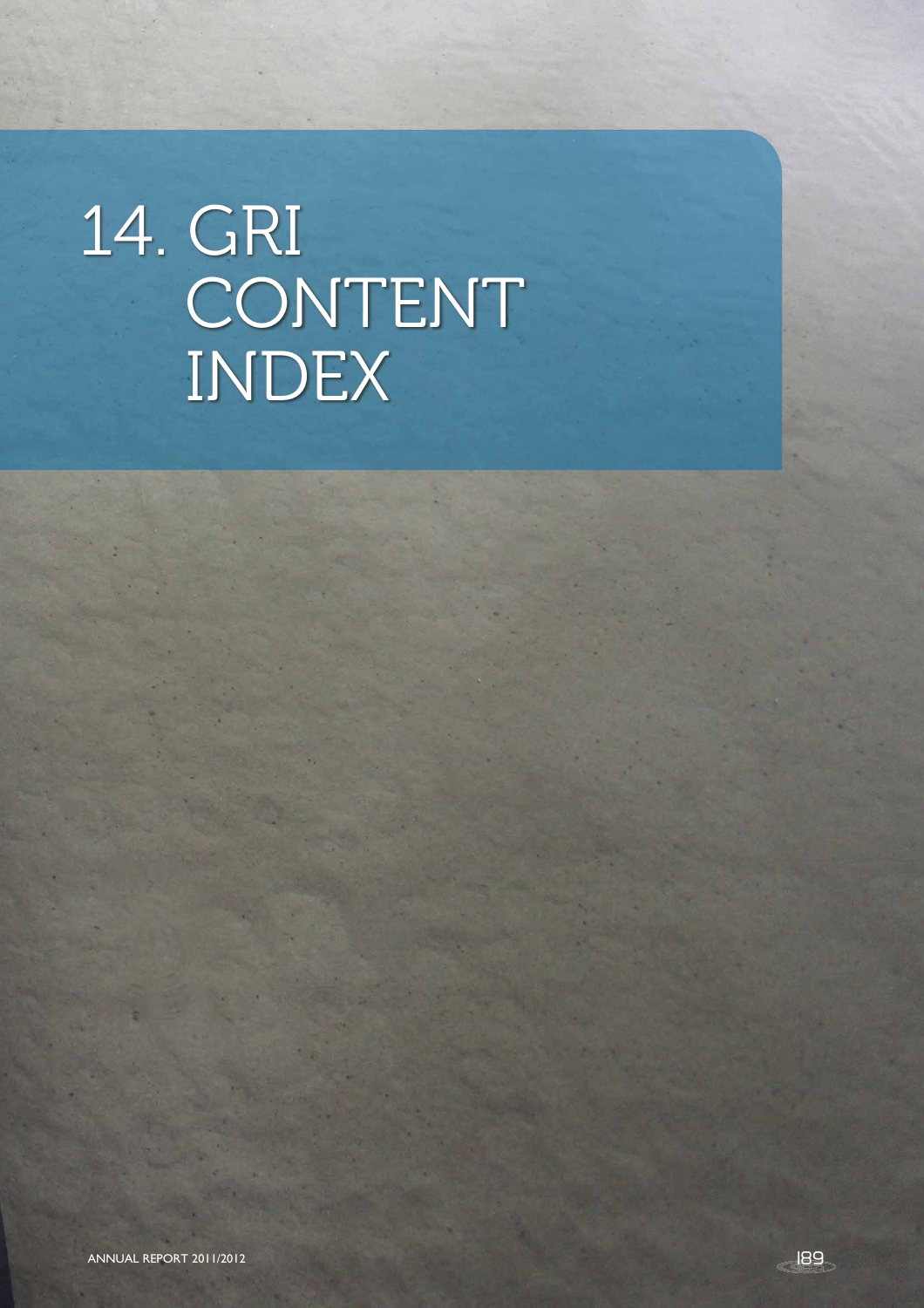# 14. GRI CONTENT INDEX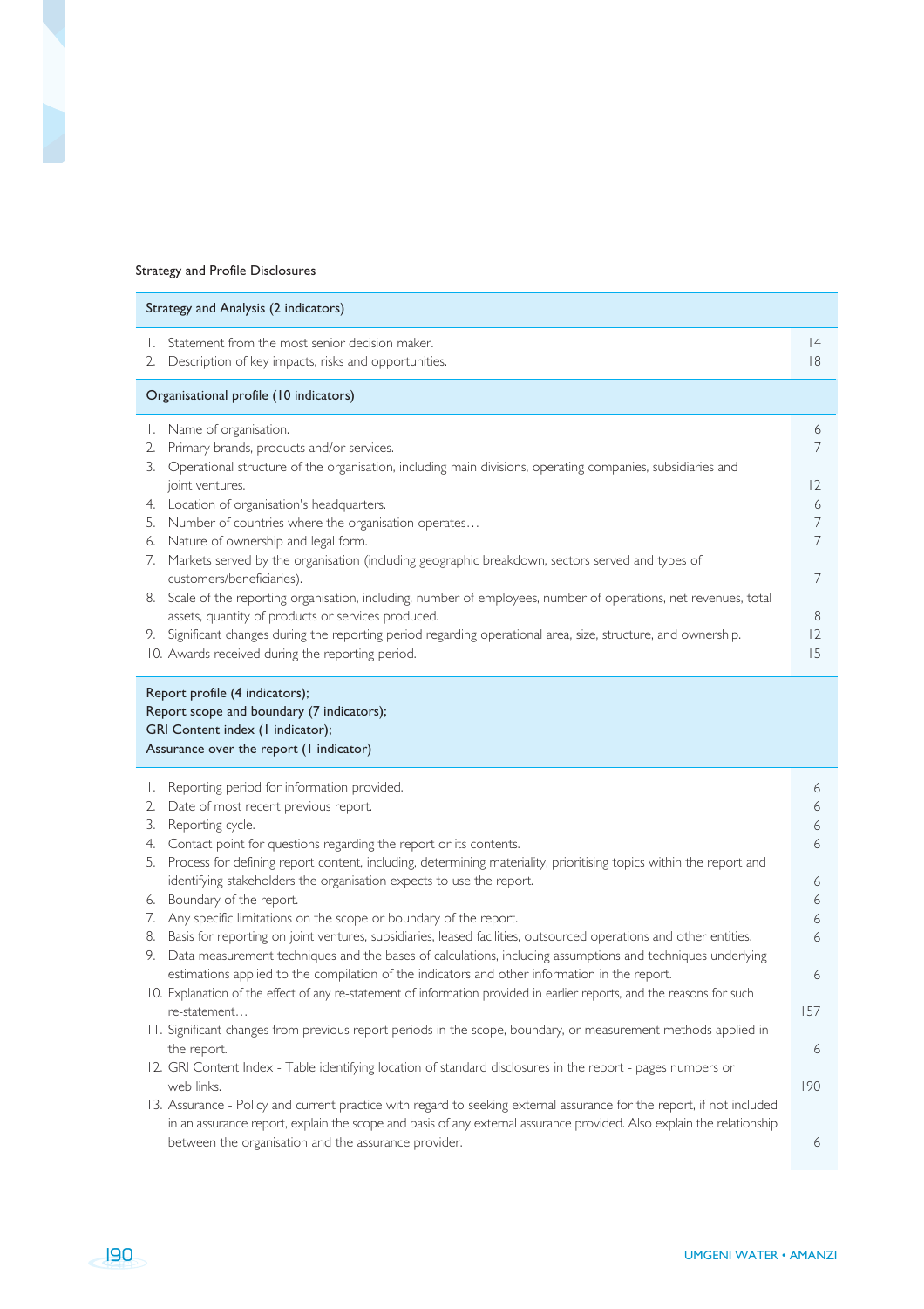Strategy and Profile Disclosures

| Strategy and Analysis (2 indicators) | |
|---|---|
| 1. Statement from the most senior decision maker. | 14 |
| 2. Description of key impacts, risks and opportunities. | 18 |
| **Organisational profile (10 indicators)** | |
| 1. Name of organisation. | 6 |
| 2. Primary brands, products and/or services. | 7 |
| 3. Operational structure of the organisation, including main divisions, operating companies, subsidiaries and joint ventures. | 12 |
| 4. Location of organisation's headquarters. | 6 |
| 5. Number of countries where the organisation operates… | 7 |
| 6. Nature of ownership and legal form. | 7 |
| 7. Markets served by the organisation (including geographic breakdown, sectors served and types of customers/beneficiaries). | 7 |
| 8. Scale of the reporting organisation, including, number of employees, number of operations, net revenues, total assets, quantity of products or services produced. | 8 |
| 9. Significant changes during the reporting period regarding operational area, size, structure, and ownership. | 12 |
| 10. Awards received during the reporting period. | 15 |
| **Report profile (4 indicators); Report scope and boundary (7 indicators); GRI Content index (1 indicator); Assurance over the report (1 indicator)** | |
| 1. Reporting period for information provided. | 6 |
| 2. Date of most recent previous report. | 6 |
| 3. Reporting cycle. | 6 |
| 4. Contact point for questions regarding the report or its contents. | 6 |
| 5. Process for defining report content, including, determining materiality, prioritising topics within the report and identifying stakeholders the organisation expects to use the report. | 6 |
| 6. Boundary of the report. | 6 |
| 7. Any specific limitations on the scope or boundary of the report. | 6 |
| 8. Basis for reporting on joint ventures, subsidiaries, leased facilities, outsourced operations and other entities. | 6 |
| 9. Data measurement techniques and the bases of calculations, including assumptions and techniques underlying estimations applied to the compilation of the indicators and other information in the report. | 6 |
| 10. Explanation of the effect of any re-statement of information provided in earlier reports, and the reasons for such re-statement… | 157 |
| 11. Significant changes from previous report periods in the scope, boundary, or measurement methods applied in the report. | 6 |
| 12. GRI Content Index - Table identifying location of standard disclosures in the report - pages numbers or web links. | 190 |
| 13. Assurance - Policy and current practice with regard to seeking external assurance for the report, if not included in an assurance report, explain the scope and basis of any external assurance provided. Also explain the relationship between the organisation and the assurance provider. | 6 |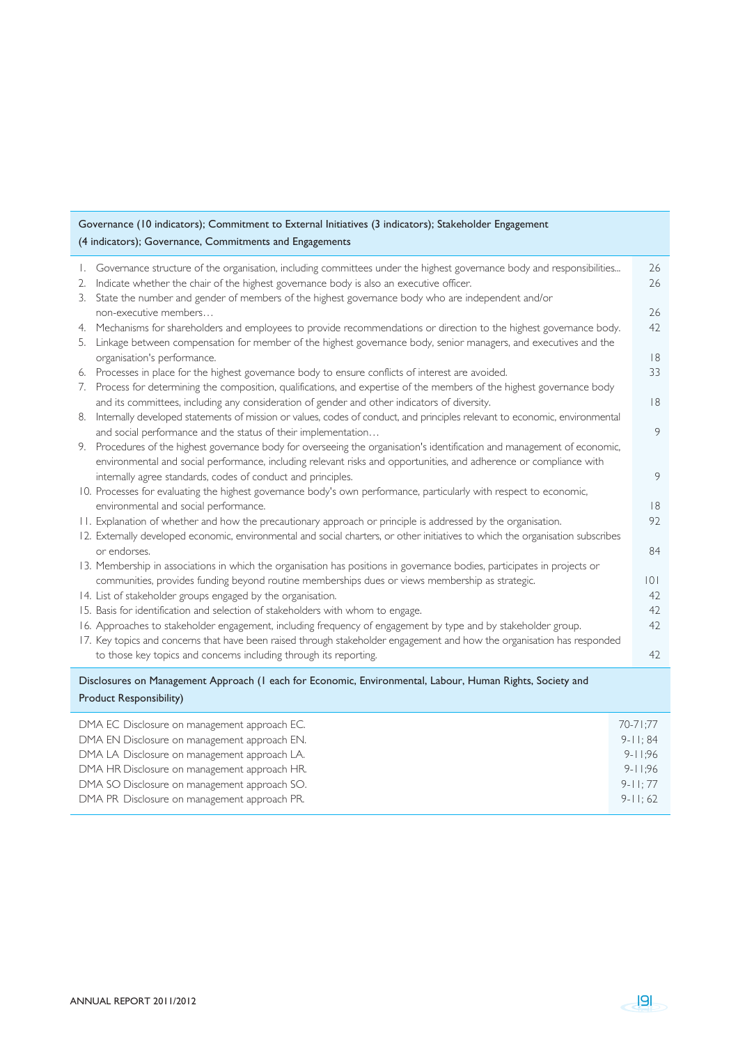| Governance (10 indicators); Commitment to External Initiatives (3 indicators); Stakeholder Engagement (4 indicators); Governance, Commitments and Engagements | |
|---|---|
| 1. Governance structure of the organisation, including committees under the highest governance body and responsibilities... | 26 |
| 2. Indicate whether the chair of the highest governance body is also an executive officer. | 26 |
| 3. State the number and gender of members of the highest governance body who are independent and/or non-executive members… | 26 |
| 4. Mechanisms for shareholders and employees to provide recommendations or direction to the highest governance body. | 42 |
| 5. Linkage between compensation for member of the highest governance body, senior managers, and executives and the organisation's performance. | 18 |
| 6. Processes in place for the highest governance body to ensure conflicts of interest are avoided. | 33 |
| 7. Process for determining the composition, qualifications, and expertise of the members of the highest governance body and its committees, including any consideration of gender and other indicators of diversity. | 18 |
| 8. Internally developed statements of mission or values, codes of conduct, and principles relevant to economic, environmental and social performance and the status of their implementation… | 9 |
| 9. Procedures of the highest governance body for overseeing the organisation's identification and management of economic, environmental and social performance, including relevant risks and opportunities, and adherence or compliance with internally agree standards, codes of conduct and principles. | 9 |
| 10. Processes for evaluating the highest governance body's own performance, particularly with respect to economic, environmental and social performance. | 18 |
| 11. Explanation of whether and how the precautionary approach or principle is addressed by the organisation. | 92 |
| 12. Externally developed economic, environmental and social charters, or other initiatives to which the organisation subscribes or endorses. | 84 |
| 13. Membership in associations in which the organisation has positions in governance bodies, participates in projects or communities, provides funding beyond routine memberships dues or views membership as strategic. | 101 |
| 14. List of stakeholder groups engaged by the organisation. | 42 |
| 15. Basis for identification and selection of stakeholders with whom to engage. | 42 |
| 16. Approaches to stakeholder engagement, including frequency of engagement by type and by stakeholder group. | 42 |
| 17. Key topics and concerns that have been raised through stakeholder engagement and how the organisation has responded to those key topics and concerns including through its reporting. | 42 |

| Disclosures on Management Approach (1 each for Economic, Environmental, Labour, Human Rights, Society and Product Responsibility) | |
|---|---|
| DMA EC Disclosure on management approach EC. | 70-71;77 |
| DMA EN Disclosure on management approach EN. | 9-11; 84 |
| DMA LA Disclosure on management approach LA. | 9-11;96 |
| DMA HR Disclosure on management approach HR. | 9-11;96 |
| DMA SO Disclosure on management approach SO. | 9-11; 77 |
| DMA PR Disclosure on management approach PR. | 9-11; 62 |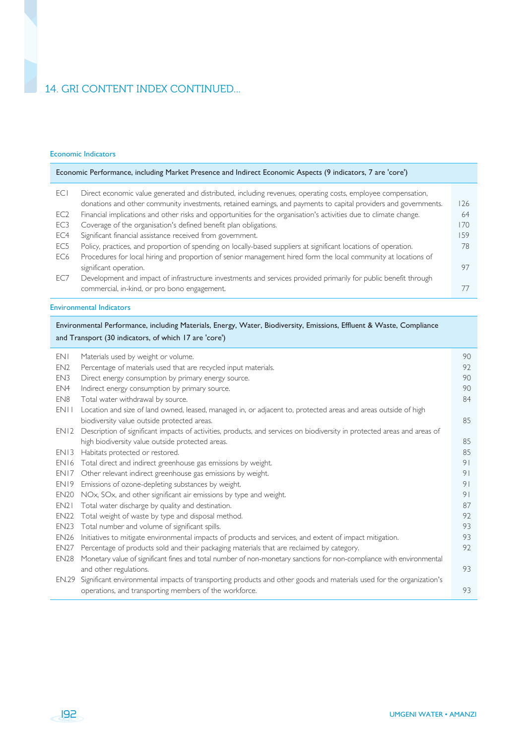## 14. GRI CONTENT INDEX CONTINUED...

### Economic Indicators

| Economic Performance, including Market Presence and Indirect Economic Aspects (9 indicators, 7 are 'core') | | |
|---|---|---|
| EC1 | Direct economic value generated and distributed, including revenues, operating costs, employee compensation, donations and other community investments, retained earnings, and payments to capital providers and governments. | 126 |
| EC2 | Financial implications and other risks and opportunities for the organisation's activities due to climate change. | 64 |
| EC3 | Coverage of the organisation's defined benefit plan obligations. | 170 |
| EC4 | Significant financial assistance received from government. | 159 |
| EC5 | Policy, practices, and proportion of spending on locally-based suppliers at significant locations of operation. | 78 |
| EC6 | Procedures for local hiring and proportion of senior management hired form the local community at locations of significant operation. | 97 |
| EC7 | Development and impact of infrastructure investments and services provided primarily for public benefit through commercial, in-kind, or pro bono engagement. | 77 |

### Environmental Indicators

| Environmental Performance, including Materials, Energy, Water, Biodiversity, Emissions, Effluent & Waste, Compliance and Transport (30 indicators, of which 17 are 'core') | | |
|---|---|---|
| EN1 | Materials used by weight or volume. | 90 |
| EN2 | Percentage of materials used that are recycled input materials. | 92 |
| EN3 | Direct energy consumption by primary energy source. | 90 |
| EN4 | Indirect energy consumption by primary source. | 90 |
| EN8 | Total water withdrawal by source. | 84 |
| EN11 | Location and size of land owned, leased, managed in, or adjacent to, protected areas and areas outside of high biodiversity value outside protected areas. | 85 |
| EN12 | Description of significant impacts of activities, products, and services on biodiversity in protected areas and areas of high biodiversity value outside protected areas. | 85 |
| EN13 | Habitats protected or restored. | 85 |
| EN16 | Total direct and indirect greenhouse gas emissions by weight. | 91 |
| EN17 | Other relevant indirect greenhouse gas emissions by weight. | 91 |
| EN19 | Emissions of ozone-depleting substances by weight. | 91 |
| EN20 | NOx, SOx, and other significant air emissions by type and weight. | 91 |
| EN21 | Total water discharge by quality and destination. | 87 |
| EN22 | Total weight of waste by type and disposal method. | 92 |
| EN23 | Total number and volume of significant spills. | 93 |
| EN26 | Initiatives to mitigate environmental impacts of products and services, and extent of impact mitigation. | 93 |
| EN27 | Percentage of products sold and their packaging materials that are reclaimed by category. | 92 |
| EN28 | Monetary value of significant fines and total number of non-monetary sanctions for non-compliance with environmental and other regulations. | 93 |
| EN.29 | Significant environmental impacts of transporting products and other goods and materials used for the organization's operations, and transporting members of the workforce. | 93 |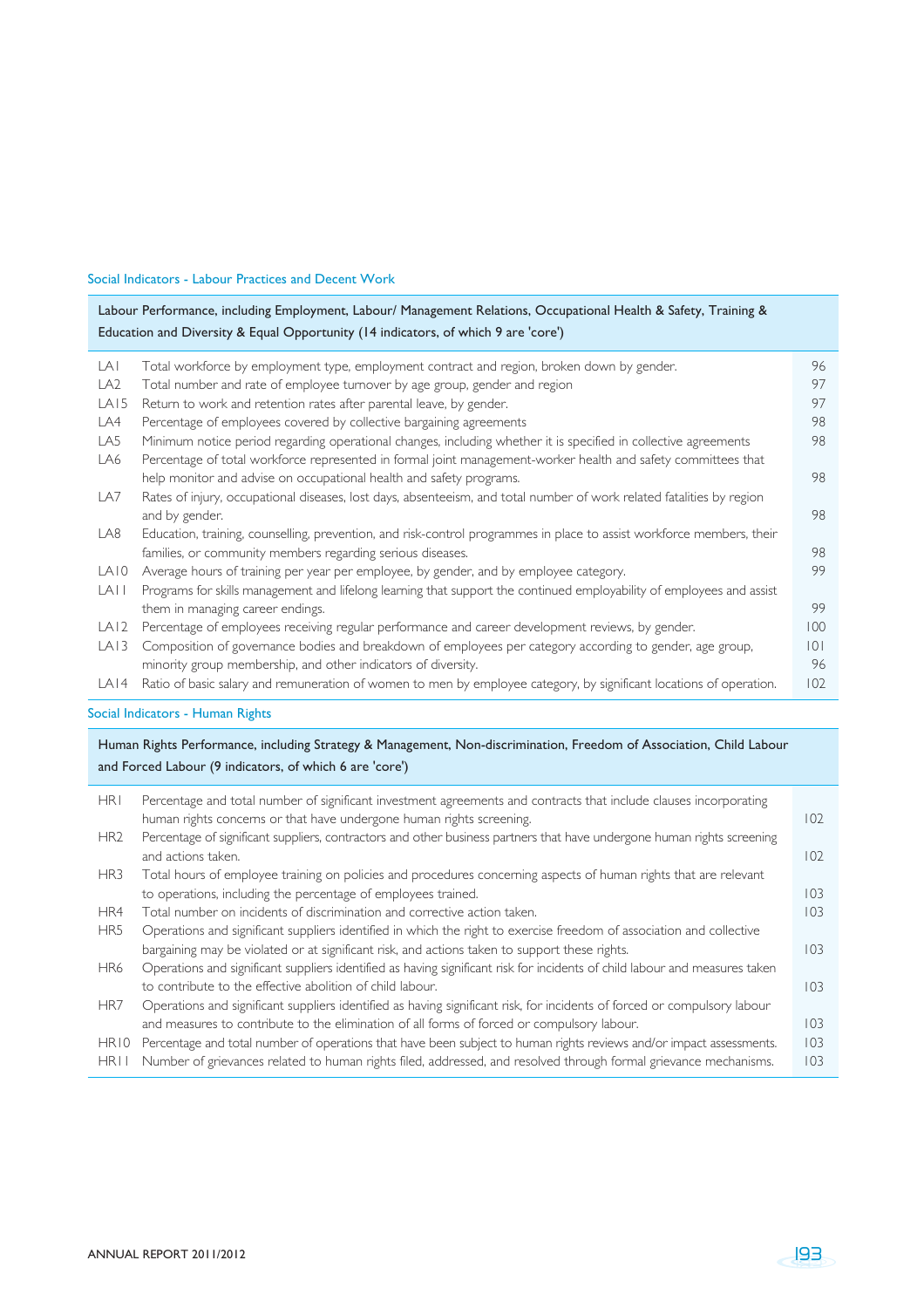### Social Indicators - Labour Practices and Decent Work

| Labour Performance, including Employment, Labour/ Management Relations, Occupational Health & Safety, Training & Education and Diversity & Equal Opportunity (14 indicators, of which 9 are 'core') | | |
|---|---|---|
| LA1 | Total workforce by employment type, employment contract and region, broken down by gender. | 96 |
| LA2 | Total number and rate of employee turnover by age group, gender and region | 97 |
| LA15 | Return to work and retention rates after parental leave, by gender. | 97 |
| LA4 | Percentage of employees covered by collective bargaining agreements | 98 |
| LA5 | Minimum notice period regarding operational changes, including whether it is specified in collective agreements | 98 |
| LA6 | Percentage of total workforce represented in formal joint management-worker health and safety committees that help monitor and advise on occupational health and safety programs. | 98 |
| LA7 | Rates of injury, occupational diseases, lost days, absenteeism, and total number of work related fatalities by region and by gender. | 98 |
| LA8 | Education, training, counselling, prevention, and risk-control programmes in place to assist workforce members, their families, or community members regarding serious diseases. | 98 |
| LA10 | Average hours of training per year per employee, by gender, and by employee category. | 99 |
| LA11 | Programs for skills management and lifelong learning that support the continued employability of employees and assist them in managing career endings. | 99 |
| LA12 | Percentage of employees receiving regular performance and career development reviews, by gender. | 100 |
| LA13 | Composition of governance bodies and breakdown of employees per category according to gender, age group, minority group membership, and other indicators of diversity. | 101<br>96 |
| LA14 | Ratio of basic salary and remuneration of women to men by employee category, by significant locations of operation. | 102 |

### Social Indicators - Human Rights

| Human Rights Performance, including Strategy & Management, Non-discrimination, Freedom of Association, Child Labour and Forced Labour (9 indicators, of which 6 are 'core') | | |
|---|---|---|
| HR1 | Percentage and total number of significant investment agreements and contracts that include clauses incorporating human rights concerns or that have undergone human rights screening. | 102 |
| HR2 | Percentage of significant suppliers, contractors and other business partners that have undergone human rights screening and actions taken. | 102 |
| HR3 | Total hours of employee training on policies and procedures concerning aspects of human rights that are relevant to operations, including the percentage of employees trained. | 103 |
| HR4 | Total number on incidents of discrimination and corrective action taken. | 103 |
| HR5 | Operations and significant suppliers identified in which the right to exercise freedom of association and collective bargaining may be violated or at significant risk, and actions taken to support these rights. | 103 |
| HR6 | Operations and significant suppliers identified as having significant risk for incidents of child labour and measures taken to contribute to the effective abolition of child labour. | 103 |
| HR7 | Operations and significant suppliers identified as having significant risk, for incidents of forced or compulsory labour and measures to contribute to the elimination of all forms of forced or compulsory labour. | 103 |
| HR10 | Percentage and total number of operations that have been subject to human rights reviews and/or impact assessments. | 103 |
| HR11 | Number of grievances related to human rights filed, addressed, and resolved through formal grievance mechanisms. | 103 |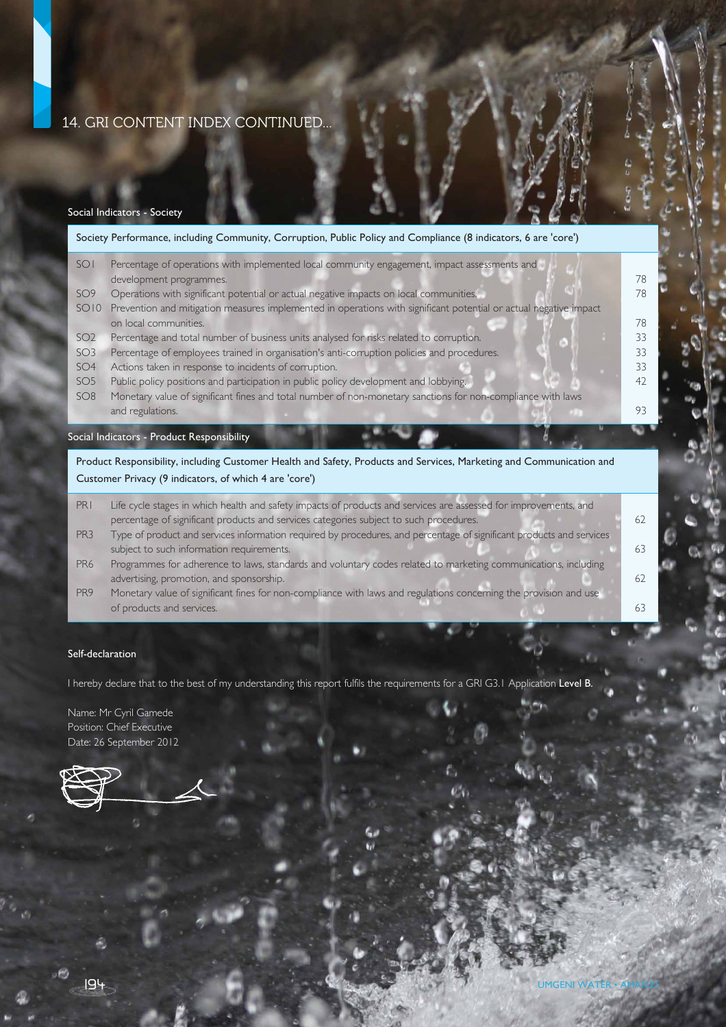## 14. GRI CONTENT INDEX CONTINUED...

### Social Indicators - Society

| Society Performance, including Community, Corruption, Public Policy and Compliance (8 indicators, 6 are 'core') | | |
|---|---|---|
| SO1 | Percentage of operations with implemented local community engagement, impact assessments and development programmes. | 78 |
| SO9 | Operations with significant potential or actual negative impacts on local communities. | 78 |
| SO10 | Prevention and mitigation measures implemented in operations with significant potential or actual negative impact on local communities. | 78 |
| SO2 | Percentage and total number of business units analysed for risks related to corruption. | 33 |
| SO3 | Percentage of employees trained in organisation's anti-corruption policies and procedures. | 33 |
| SO4 | Actions taken in response to incidents of corruption. | 33 |
| SO5 | Public policy positions and participation in public policy development and lobbying. | 42 |
| SO8 | Monetary value of significant fines and total number of non-monetary sanctions for non-compliance with laws and regulations. | 93 |

### Social Indicators - Product Responsibility

| Product Responsibility, including Customer Health and Safety, Products and Services, Marketing and Communication and Customer Privacy (9 indicators, of which 4 are 'core') | | |
|---|---|---|
| PR1 | Life cycle stages in which health and safety impacts of products and services are assessed for improvements, and percentage of significant products and services categories subject to such procedures. | 62 |
| PR3 | Type of product and services information required by procedures, and percentage of significant products and services subject to such information requirements. | 63 |
| PR6 | Programmes for adherence to laws, standards and voluntary codes related to marketing communications, including advertising, promotion, and sponsorship. | 62 |
| PR9 | Monetary value of significant fines for non-compliance with laws and regulations concerning the provision and use of products and services. | 63 |

### Self-declaration

I hereby declare that to the best of my understanding this report fulfils the requirements for a GRI G3.1 Application **Level B.**

Name: Mr Cyril Gamede
Position: Chief Executive
Date: 26 September 2012